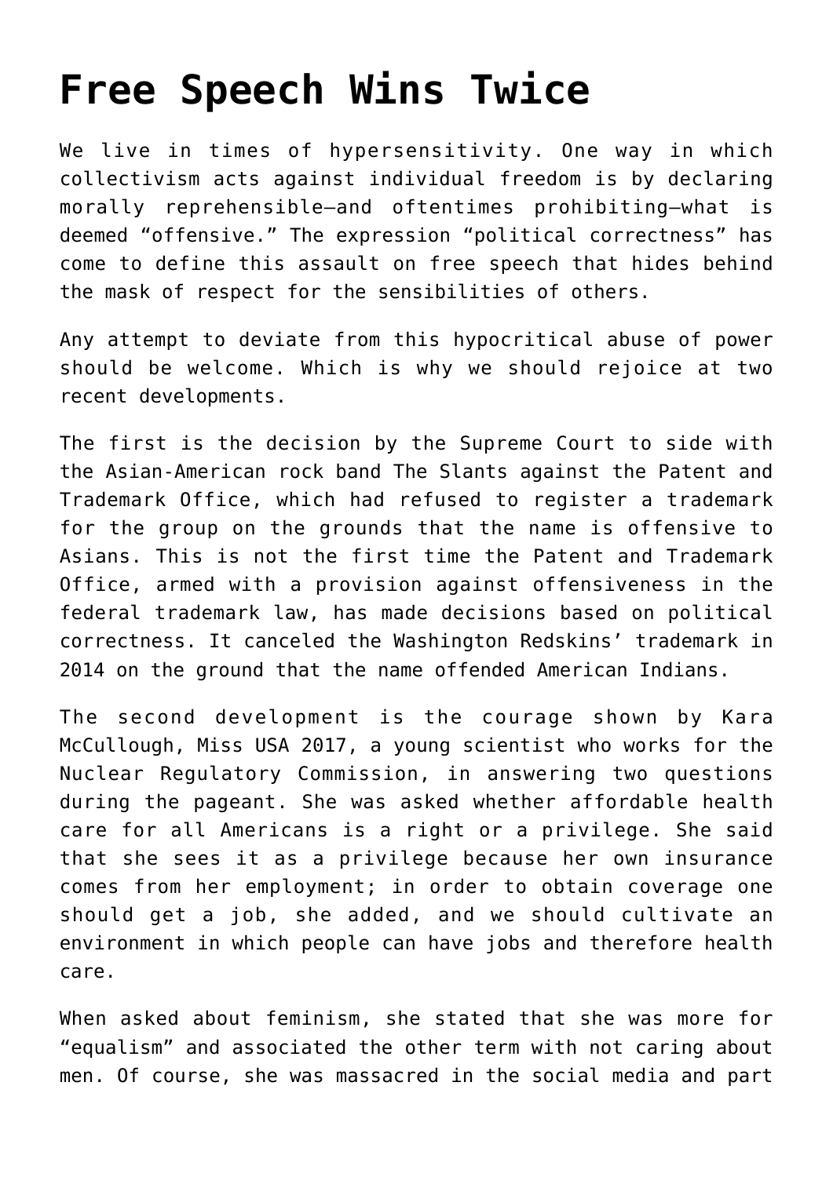# Free Speech Wins Twice

We live in times of hypersensitivity. One way in which collectivism acts against individual freedom is by declaring morally reprehensible—and oftentimes prohibiting—what is deemed “offensive.” The expression “political correctness” has come to define this assault on free speech that hides behind the mask of respect for the sensibilities of others.

Any attempt to deviate from this hypocritical abuse of power should be welcome. Which is why we should rejoice at two recent developments.

The first is the decision by the Supreme Court to side with the Asian-American rock band The Slants against the Patent and Trademark Office, which had refused to register a trademark for the group on the grounds that the name is offensive to Asians. This is not the first time the Patent and Trademark Office, armed with a provision against offensiveness in the federal trademark law, has made decisions based on political correctness. It canceled the Washington Redskins’ trademark in 2014 on the ground that the name offended American Indians.

The second development is the courage shown by Kara McCullough, Miss USA 2017, a young scientist who works for the Nuclear Regulatory Commission, in answering two questions during the pageant. She was asked whether affordable health care for all Americans is a right or a privilege. She said that she sees it as a privilege because her own insurance comes from her employment; in order to obtain coverage one should get a job, she added, and we should cultivate an environment in which people can have jobs and therefore health care.

When asked about feminism, she stated that she was more for “equalism” and associated the other term with not caring about men. Of course, she was massacred in the social media and part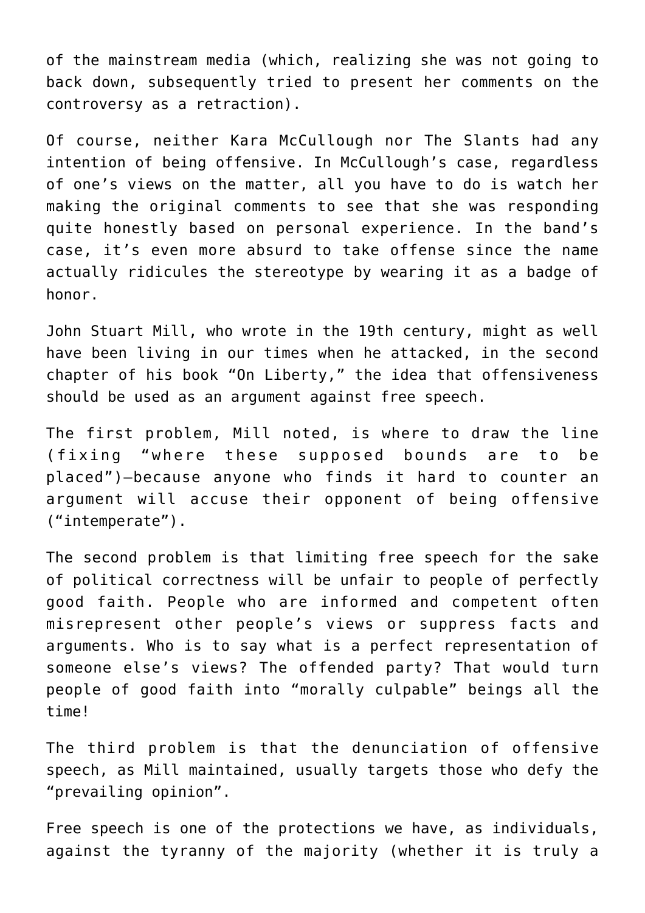of the mainstream media (which, realizing she was not going to back down, subsequently tried to present her comments on the controversy as a retraction).

Of course, neither Kara McCullough nor The Slants had any intention of being offensive. In McCullough's case, regardless of one's views on the matter, all you have to do is watch her making the original comments to see that she was responding quite honestly based on personal experience. In the band's case, it's even more absurd to take offense since the name actually ridicules the stereotype by wearing it as a badge of honor.

John Stuart Mill, who wrote in the 19th century, might as well have been living in our times when he attacked, in the second chapter of his book "On Liberty," the idea that offensiveness should be used as an argument against free speech.

The first problem, Mill noted, is where to draw the line (fixing "where these supposed bounds are to be placed")—because anyone who finds it hard to counter an argument will accuse their opponent of being offensive ("intemperate").

The second problem is that limiting free speech for the sake of political correctness will be unfair to people of perfectly good faith. People who are informed and competent often misrepresent other people's views or suppress facts and arguments. Who is to say what is a perfect representation of someone else's views? The offended party? That would turn people of good faith into "morally culpable" beings all the time!

The third problem is that the denunciation of offensive speech, as Mill maintained, usually targets those who defy the "prevailing opinion".

Free speech is one of the protections we have, as individuals, against the tyranny of the majority (whether it is truly a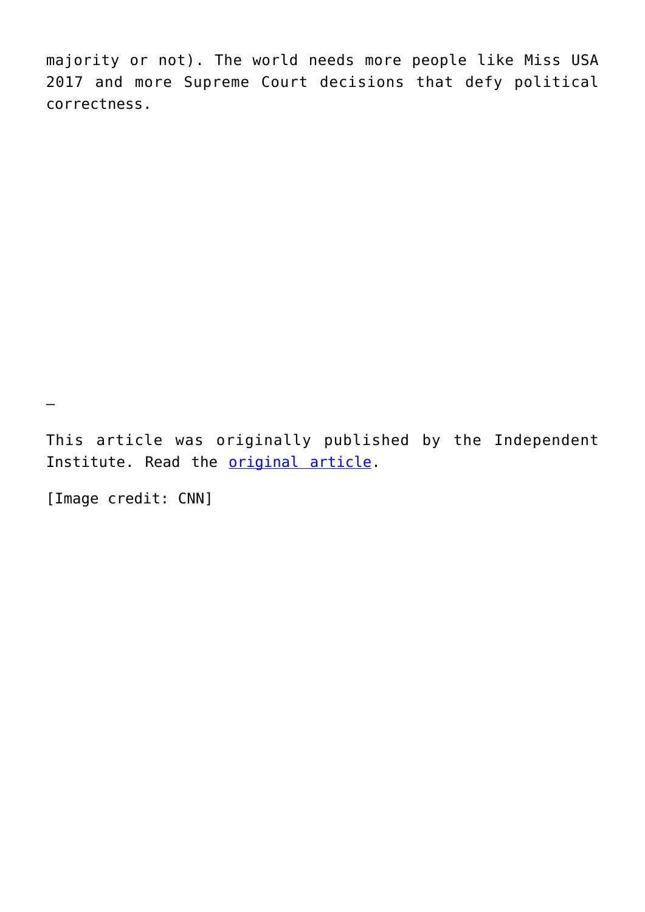majority or not). The world needs more people like Miss USA 2017 and more Supreme Court decisions that defy political correctness.

—

This article was originally published by the Independent Institute. Read the original article.

[Image credit: CNN]